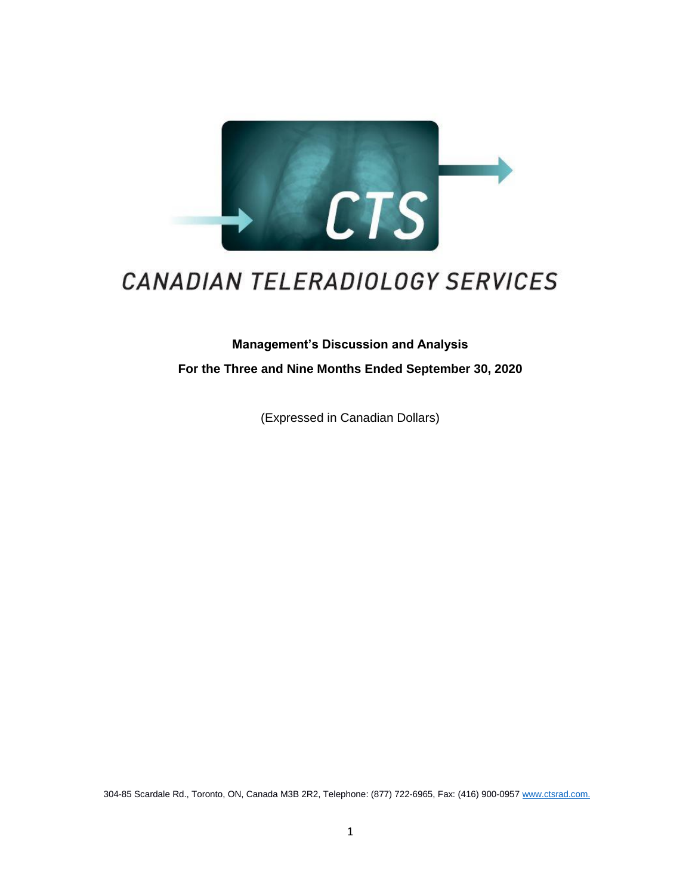# CANADIAN TELERADIOLOGY SERVICES

**Management's Discussion and Analysis**

**For the Three and Nine Months Ended September 30, 2020**

(Expressed in Canadian Dollars)

304-85 Scardale Rd., Toronto, ON, Canada M3B 2R2, Telephone: (877) 722-6965, Fax: (416) 900-0957 www.ctsrad.com.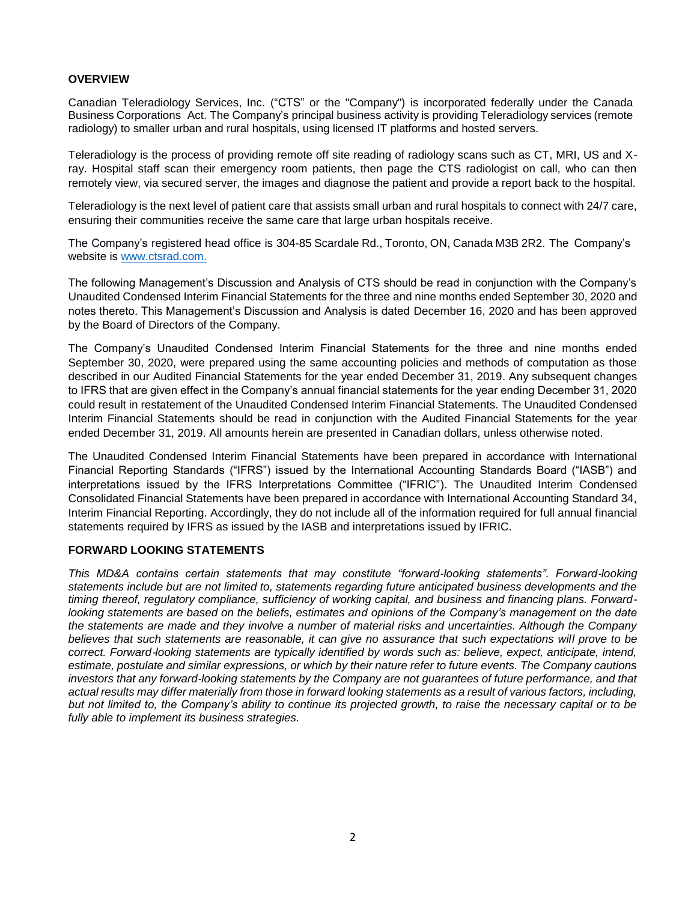## OVERVIEW

Canadian Teleradiology Services, Inc. ("CTS" or the "Company") is incorporated federally under the Canada Business Corporations Act. The Company's principal business activity is providing Teleradiology services (remote radiology) to smaller urban and rural hospitals, using licensed IT platforms and hosted servers.

Teleradiology is the process of providing remote off site reading of radiology scans such as CT, MRI, US and X-ray. Hospital staff scan their emergency room patients, then page the CTS radiologist on call, who can then remotely view, via secured server, the images and diagnose the patient and provide a report back to the hospital.

Teleradiology is the next level of patient care that assists small urban and rural hospitals to connect with 24/7 care, ensuring their communities receive the same care that large urban hospitals receive.

The Company's registered head office is 304-85 Scardale Rd., Toronto, ON, Canada M3B 2R2. The Company's website is [www.ctsrad.com.](http://www.ctsrad.com)

The following Management's Discussion and Analysis of CTS should be read in conjunction with the Company's Unaudited Condensed Interim Financial Statements for the three and nine months ended September 30, 2020 and notes thereto. This Management's Discussion and Analysis is dated December 16, 2020 and has been approved by the Board of Directors of the Company.

The Company's Unaudited Condensed Interim Financial Statements for the three and nine months ended September 30, 2020, were prepared using the same accounting policies and methods of computation as those described in our Audited Financial Statements for the year ended December 31, 2019. Any subsequent changes to IFRS that are given effect in the Company's annual financial statements for the year ending December 31, 2020 could result in restatement of the Unaudited Condensed Interim Financial Statements. The Unaudited Condensed Interim Financial Statements should be read in conjunction with the Audited Financial Statements for the year ended December 31, 2019. All amounts herein are presented in Canadian dollars, unless otherwise noted.

The Unaudited Condensed Interim Financial Statements have been prepared in accordance with International Financial Reporting Standards ("IFRS") issued by the International Accounting Standards Board ("IASB") and interpretations issued by the IFRS Interpretations Committee ("IFRIC"). The Unaudited Interim Condensed Consolidated Financial Statements have been prepared in accordance with International Accounting Standard 34, Interim Financial Reporting. Accordingly, they do not include all of the information required for full annual financial statements required by IFRS as issued by the IASB and interpretations issued by IFRIC.

## FORWARD LOOKING STATEMENTS

*This MD&A contains certain statements that may constitute "forward-looking statements". Forward-looking statements include but are not limited to, statements regarding future anticipated business developments and the timing thereof, regulatory compliance, sufficiency of working capital, and business and financing plans. Forward-looking statements are based on the beliefs, estimates and opinions of the Company's management on the date the statements are made and they involve a number of material risks and uncertainties. Although the Company believes that such statements are reasonable, it can give no assurance that such expectations will prove to be correct. Forward-looking statements are typically identified by words such as: believe, expect, anticipate, intend, estimate, postulate and similar expressions, or which by their nature refer to future events. The Company cautions investors that any forward-looking statements by the Company are not guarantees of future performance, and that actual results may differ materially from those in forward looking statements as a result of various factors, including, but not limited to, the Company's ability to continue its projected growth, to raise the necessary capital or to be fully able to implement its business strategies.*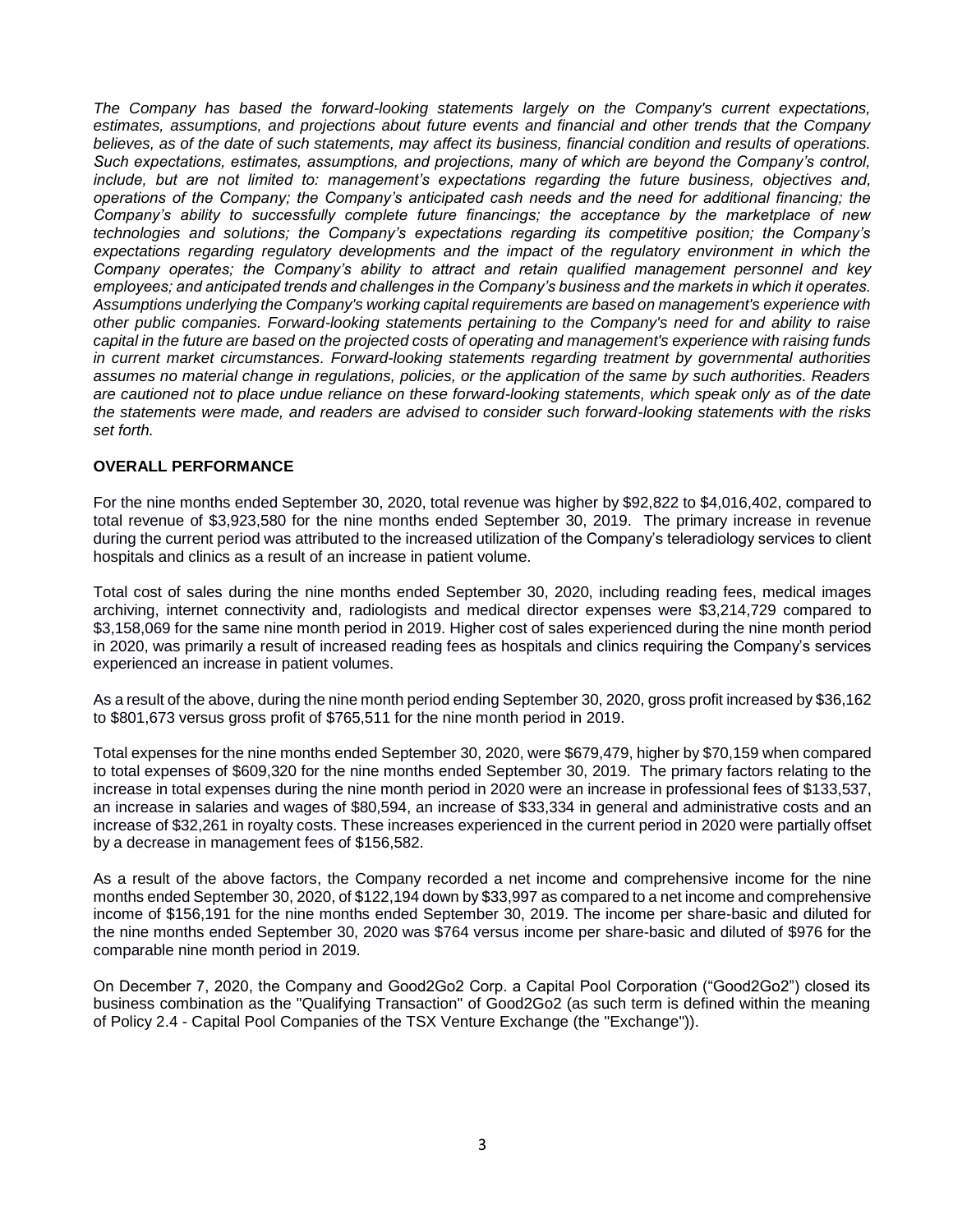*The Company has based the forward-looking statements largely on the Company's current expectations, estimates, assumptions, and projections about future events and financial and other trends that the Company believes, as of the date of such statements, may affect its business, financial condition and results of operations. Such expectations, estimates, assumptions, and projections, many of which are beyond the Company's control, include, but are not limited to: management's expectations regarding the future business, objectives and, operations of the Company; the Company's anticipated cash needs and the need for additional financing; the Company's ability to successfully complete future financings; the acceptance by the marketplace of new technologies and solutions; the Company's expectations regarding its competitive position; the Company's expectations regarding regulatory developments and the impact of the regulatory environment in which the Company operates; the Company's ability to attract and retain qualified management personnel and key employees; and anticipated trends and challenges in the Company's business and the markets in which it operates. Assumptions underlying the Company's working capital requirements are based on management's experience with other public companies. Forward-looking statements pertaining to the Company's need for and ability to raise capital in the future are based on the projected costs of operating and management's experience with raising funds in current market circumstances. Forward-looking statements regarding treatment by governmental authorities assumes no material change in regulations, policies, or the application of the same by such authorities. Readers are cautioned not to place undue reliance on these forward-looking statements, which speak only as of the date the statements were made, and readers are advised to consider such forward-looking statements with the risks set forth.*

## OVERALL PERFORMANCE

For the nine months ended September 30, 2020, total revenue was higher by $92,822 to $4,016,402, compared to total revenue of $3,923,580 for the nine months ended September 30, 2019. The primary increase in revenue during the current period was attributed to the increased utilization of the Company's teleradiology services to client hospitals and clinics as a result of an increase in patient volume.

Total cost of sales during the nine months ended September 30, 2020, including reading fees, medical images archiving, internet connectivity and, radiologists and medical director expenses were $3,214,729 compared to $3,158,069 for the same nine month period in 2019. Higher cost of sales experienced during the nine month period in 2020, was primarily a result of increased reading fees as hospitals and clinics requiring the Company's services experienced an increase in patient volumes.

As a result of the above, during the nine month period ending September 30, 2020, gross profit increased by $36,162 to $801,673 versus gross profit of $765,511 for the nine month period in 2019.

Total expenses for the nine months ended September 30, 2020, were $679,479, higher by $70,159 when compared to total expenses of $609,320 for the nine months ended September 30, 2019. The primary factors relating to the increase in total expenses during the nine month period in 2020 were an increase in professional fees of $133,537, an increase in salaries and wages of $80,594, an increase of $33,334 in general and administrative costs and an increase of $32,261 in royalty costs. These increases experienced in the current period in 2020 were partially offset by a decrease in management fees of $156,582.

As a result of the above factors, the Company recorded a net income and comprehensive income for the nine months ended September 30, 2020, of $122,194 down by $33,997 as compared to a net income and comprehensive income of $156,191 for the nine months ended September 30, 2019. The income per share-basic and diluted for the nine months ended September 30, 2020 was $764 versus income per share-basic and diluted of $976 for the comparable nine month period in 2019.

On December 7, 2020, the Company and Good2Go2 Corp. a Capital Pool Corporation ("Good2Go2") closed its business combination as the "Qualifying Transaction" of Good2Go2 (as such term is defined within the meaning of Policy 2.4 - Capital Pool Companies of the TSX Venture Exchange (the "Exchange")).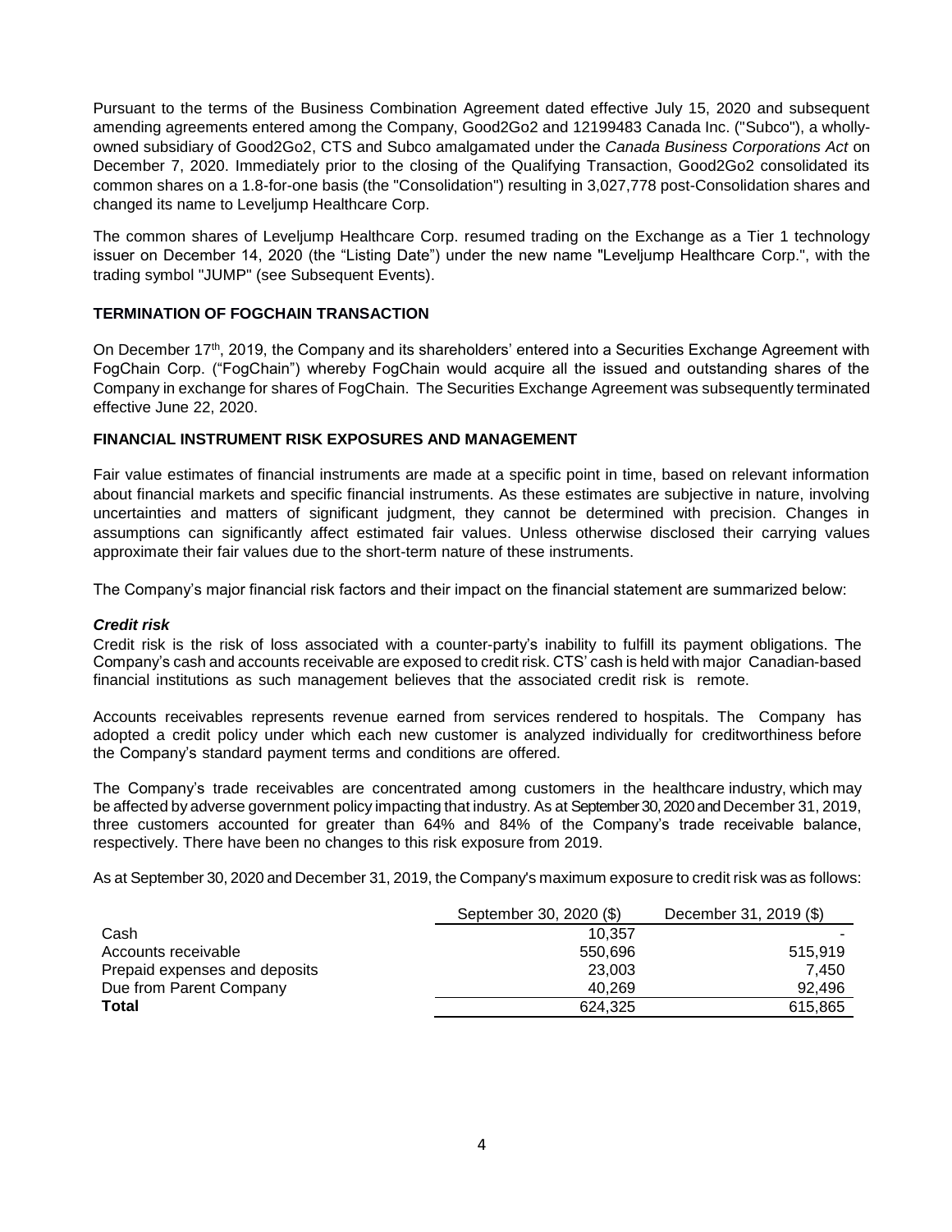Pursuant to the terms of the Business Combination Agreement dated effective July 15, 2020 and subsequent amending agreements entered among the Company, Good2Go2 and 12199483 Canada Inc. ("Subco"), a wholly-owned subsidiary of Good2Go2, CTS and Subco amalgamated under the *Canada Business Corporations Act* on December 7, 2020. Immediately prior to the closing of the Qualifying Transaction, Good2Go2 consolidated its common shares on a 1.8-for-one basis (the "Consolidation") resulting in 3,027,778 post-Consolidation shares and changed its name to Leveljump Healthcare Corp.

The common shares of Leveljump Healthcare Corp. resumed trading on the Exchange as a Tier 1 technology issuer on December 14, 2020 (the "Listing Date") under the new name "Leveljump Healthcare Corp.", with the trading symbol "JUMP" (see Subsequent Events).

## TERMINATION OF FOGCHAIN TRANSACTION

On December 17th, 2019, the Company and its shareholders' entered into a Securities Exchange Agreement with FogChain Corp. ("FogChain") whereby FogChain would acquire all the issued and outstanding shares of the Company in exchange for shares of FogChain. The Securities Exchange Agreement was subsequently terminated effective June 22, 2020.

## FINANCIAL INSTRUMENT RISK EXPOSURES AND MANAGEMENT

Fair value estimates of financial instruments are made at a specific point in time, based on relevant information about financial markets and specific financial instruments. As these estimates are subjective in nature, involving uncertainties and matters of significant judgment, they cannot be determined with precision. Changes in assumptions can significantly affect estimated fair values. Unless otherwise disclosed their carrying values approximate their fair values due to the short-term nature of these instruments.

The Company's major financial risk factors and their impact on the financial statement are summarized below:

### *Credit risk*

Credit risk is the risk of loss associated with a counter-party's inability to fulfill its payment obligations. The Company's cash and accounts receivable are exposed to credit risk. CTS' cash is held with major Canadian-based financial institutions as such management believes that the associated credit risk is remote.

Accounts receivables represents revenue earned from services rendered to hospitals. The Company has adopted a credit policy under which each new customer is analyzed individually for creditworthiness before the Company's standard payment terms and conditions are offered.

The Company's trade receivables are concentrated among customers in the healthcare industry, which may be affected by adverse government policy impacting that industry. As at September 30, 2020 and December 31, 2019, three customers accounted for greater than 64% and 84% of the Company's trade receivable balance, respectively. There have been no changes to this risk exposure from 2019.

As at September 30, 2020 and December 31, 2019, the Company's maximum exposure to credit risk was as follows:

| | September 30, 2020 ($) | December 31, 2019 ($) |
|---|---|---|
| Cash | 10,357 | - |
| Accounts receivable | 550,696 | 515,919 |
| Prepaid expenses and deposits | 23,003 | 7,450 |
| Due from Parent Company | 40,269 | 92,496 |
| **Total** | 624,325 | 615,865 |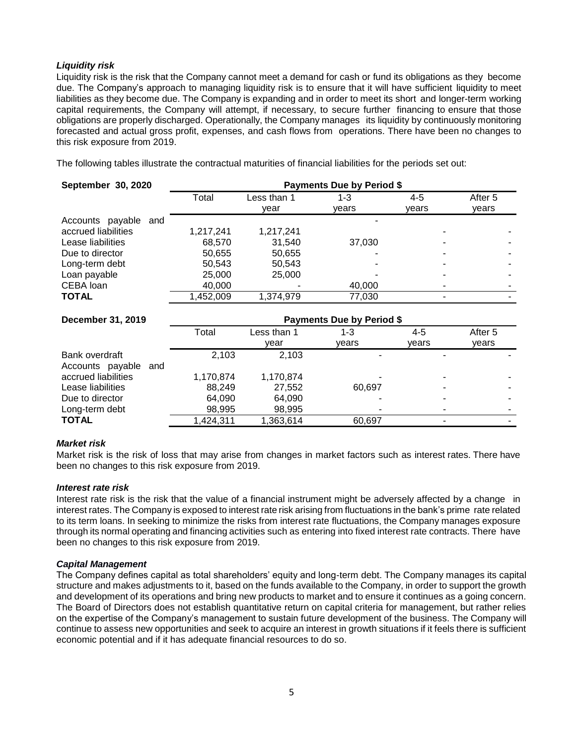***Liquidity risk***

Liquidity risk is the risk that the Company cannot meet a demand for cash or fund its obligations as they become due. The Company's approach to managing liquidity risk is to ensure that it will have sufficient liquidity to meet liabilities as they become due. The Company is expanding and in order to meet its short and longer-term working capital requirements, the Company will attempt, if necessary, to secure further financing to ensure that those obligations are properly discharged. Operationally, the Company manages its liquidity by continuously monitoring forecasted and actual gross profit, expenses, and cash flows from operations. There have been no changes to this risk exposure from 2019.

The following tables illustrate the contractual maturities of financial liabilities for the periods set out:

| **September 30, 2020** | **Payments Due by Period $** | | | | |
|---|---|---|---|---|---|
| | Total | Less than 1 year | 1-3 years | 4-5 years | After 5 years |
| Accounts payable and accrued liabilities | 1,217,241 | 1,217,241 | - | - | - |
| Lease liabilities | 68,570 | 31,540 | 37,030 | - | - |
| Due to director | 50,655 | 50,655 | - | - | - |
| Long-term debt | 50,543 | 50,543 | - | - | - |
| Loan payable | 25,000 | 25,000 | - | - | - |
| CEBA loan | 40,000 | - | 40,000 | - | - |
| **TOTAL** | 1,452,009 | 1,374,979 | 77,030 | - | - |

| **December 31, 2019** | **Payments Due by Period $** | | | | |
|---|---|---|---|---|---|
| | Total | Less than 1 year | 1-3 years | 4-5 years | After 5 years |
| Bank overdraft | 2,103 | 2,103 | - | - | - |
| Accounts payable and accrued liabilities | 1,170,874 | 1,170,874 | - | - | - |
| Lease liabilities | 88,249 | 27,552 | 60,697 | - | - |
| Due to director | 64,090 | 64,090 | - | - | - |
| Long-term debt | 98,995 | 98,995 | - | - | - |
| **TOTAL** | 1,424,311 | 1,363,614 | 60,697 | - | - |

***Market risk***

Market risk is the risk of loss that may arise from changes in market factors such as interest rates. There have been no changes to this risk exposure from 2019.

***Interest rate risk***

Interest rate risk is the risk that the value of a financial instrument might be adversely affected by a change in interest rates. The Company is exposed to interest rate risk arising from fluctuations in the bank's prime rate related to its term loans. In seeking to minimize the risks from interest rate fluctuations, the Company manages exposure through its normal operating and financing activities such as entering into fixed interest rate contracts. There have been no changes to this risk exposure from 2019.

***Capital Management***

The Company defines capital as total shareholders' equity and long-term debt. The Company manages its capital structure and makes adjustments to it, based on the funds available to the Company, in order to support the growth and development of its operations and bring new products to market and to ensure it continues as a going concern. The Board of Directors does not establish quantitative return on capital criteria for management, but rather relies on the expertise of the Company's management to sustain future development of the business. The Company will continue to assess new opportunities and seek to acquire an interest in growth situations if it feels there is sufficient economic potential and if it has adequate financial resources to do so.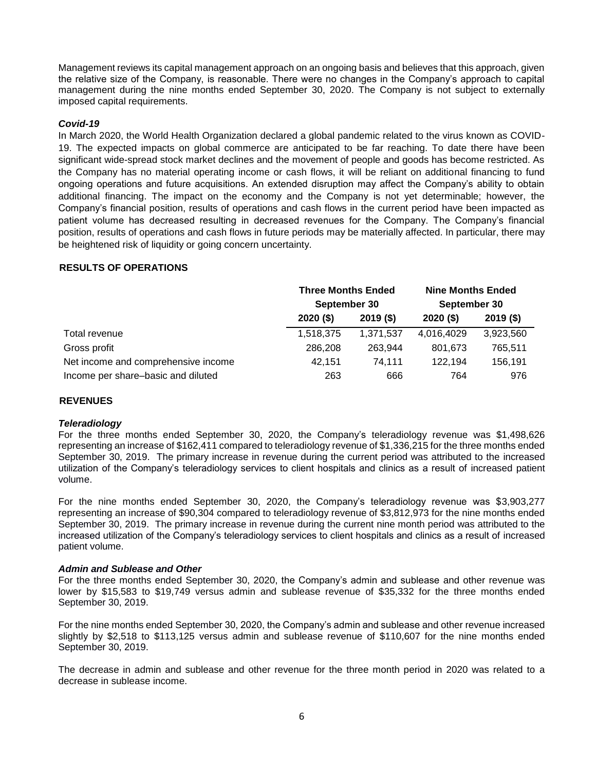Management reviews its capital management approach on an ongoing basis and believes that this approach, given the relative size of the Company, is reasonable. There were no changes in the Company's approach to capital management during the nine months ended September 30, 2020. The Company is not subject to externally imposed capital requirements.

### *Covid-19*

In March 2020, the World Health Organization declared a global pandemic related to the virus known as COVID-19. The expected impacts on global commerce are anticipated to be far reaching. To date there have been significant wide-spread stock market declines and the movement of people and goods has become restricted. As the Company has no material operating income or cash flows, it will be reliant on additional financing to fund ongoing operations and future acquisitions. An extended disruption may affect the Company's ability to obtain additional financing. The impact on the economy and the Company is not yet determinable; however, the Company's financial position, results of operations and cash flows in the current period have been impacted as patient volume has decreased resulting in decreased revenues for the Company. The Company's financial position, results of operations and cash flows in future periods may be materially affected. In particular, there may be heightened risk of liquidity or going concern uncertainty.

## RESULTS OF OPERATIONS

| | Three Months Ended September 30 | | Nine Months Ended September 30 | |
|---|---|---|---|---|
| | 2020 ($) | 2019 ($) | 2020 ($) | 2019 ($) |
| Total revenue | 1,518,375 | 1,371,537 | 4,016,4029 | 3,923,560 |
| Gross profit | 286,208 | 263,944 | 801,673 | 765,511 |
| Net income and comprehensive income | 42,151 | 74,111 | 122,194 | 156,191 |
| Income per share–basic and diluted | 263 | 666 | 764 | 976 |

## REVENUES

### *Teleradiology*

For the three months ended September 30, 2020, the Company's teleradiology revenue was $1,498,626 representing an increase of $162,411 compared to teleradiology revenue of $1,336,215 for the three months ended September 30, 2019. The primary increase in revenue during the current period was attributed to the increased utilization of the Company's teleradiology services to client hospitals and clinics as a result of increased patient volume.

For the nine months ended September 30, 2020, the Company's teleradiology revenue was $3,903,277 representing an increase of $90,304 compared to teleradiology revenue of $3,812,973 for the nine months ended September 30, 2019. The primary increase in revenue during the current nine month period was attributed to the increased utilization of the Company's teleradiology services to client hospitals and clinics as a result of increased patient volume.

### *Admin and Sublease and Other*

For the three months ended September 30, 2020, the Company's admin and sublease and other revenue was lower by $15,583 to $19,749 versus admin and sublease revenue of $35,332 for the three months ended September 30, 2019.

For the nine months ended September 30, 2020, the Company's admin and sublease and other revenue increased slightly by $2,518 to $113,125 versus admin and sublease revenue of $110,607 for the nine months ended September 30, 2019.

The decrease in admin and sublease and other revenue for the three month period in 2020 was related to a decrease in sublease income.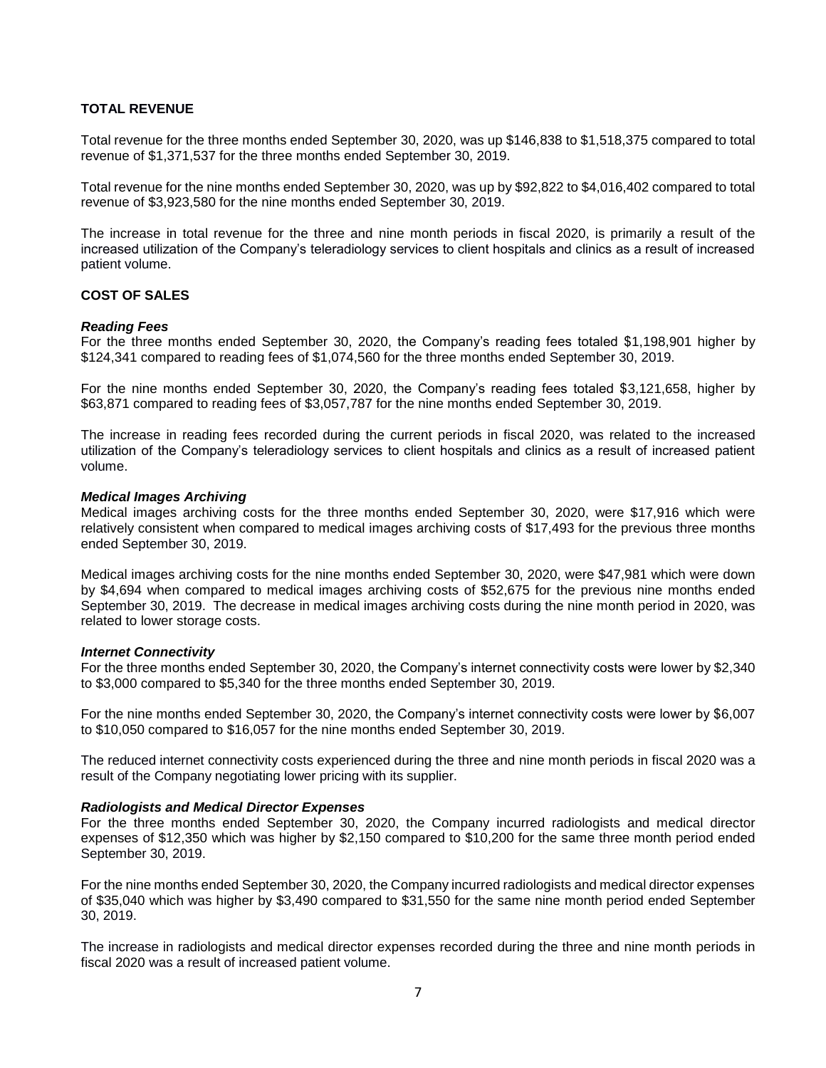## TOTAL REVENUE

Total revenue for the three months ended September 30, 2020, was up $146,838 to $1,518,375 compared to total revenue of $1,371,537 for the three months ended September 30, 2019.

Total revenue for the nine months ended September 30, 2020, was up by $92,822 to $4,016,402 compared to total revenue of $3,923,580 for the nine months ended September 30, 2019.

The increase in total revenue for the three and nine month periods in fiscal 2020, is primarily a result of the increased utilization of the Company's teleradiology services to client hospitals and clinics as a result of increased patient volume.

## COST OF SALES

### *Reading Fees*

For the three months ended September 30, 2020, the Company's reading fees totaled $1,198,901 higher by $124,341 compared to reading fees of $1,074,560 for the three months ended September 30, 2019.

For the nine months ended September 30, 2020, the Company's reading fees totaled $3,121,658, higher by $63,871 compared to reading fees of $3,057,787 for the nine months ended September 30, 2019.

The increase in reading fees recorded during the current periods in fiscal 2020, was related to the increased utilization of the Company's teleradiology services to client hospitals and clinics as a result of increased patient volume.

### *Medical Images Archiving*

Medical images archiving costs for the three months ended September 30, 2020, were $17,916 which were relatively consistent when compared to medical images archiving costs of $17,493 for the previous three months ended September 30, 2019.

Medical images archiving costs for the nine months ended September 30, 2020, were $47,981 which were down by $4,694 when compared to medical images archiving costs of $52,675 for the previous nine months ended September 30, 2019. The decrease in medical images archiving costs during the nine month period in 2020, was related to lower storage costs.

### *Internet Connectivity*

For the three months ended September 30, 2020, the Company's internet connectivity costs were lower by $2,340 to $3,000 compared to $5,340 for the three months ended September 30, 2019.

For the nine months ended September 30, 2020, the Company's internet connectivity costs were lower by $6,007 to $10,050 compared to $16,057 for the nine months ended September 30, 2019.

The reduced internet connectivity costs experienced during the three and nine month periods in fiscal 2020 was a result of the Company negotiating lower pricing with its supplier.

### *Radiologists and Medical Director Expenses*

For the three months ended September 30, 2020, the Company incurred radiologists and medical director expenses of $12,350 which was higher by $2,150 compared to $10,200 for the same three month period ended September 30, 2019.

For the nine months ended September 30, 2020, the Company incurred radiologists and medical director expenses of $35,040 which was higher by $3,490 compared to $31,550 for the same nine month period ended September 30, 2019.

The increase in radiologists and medical director expenses recorded during the three and nine month periods in fiscal 2020 was a result of increased patient volume.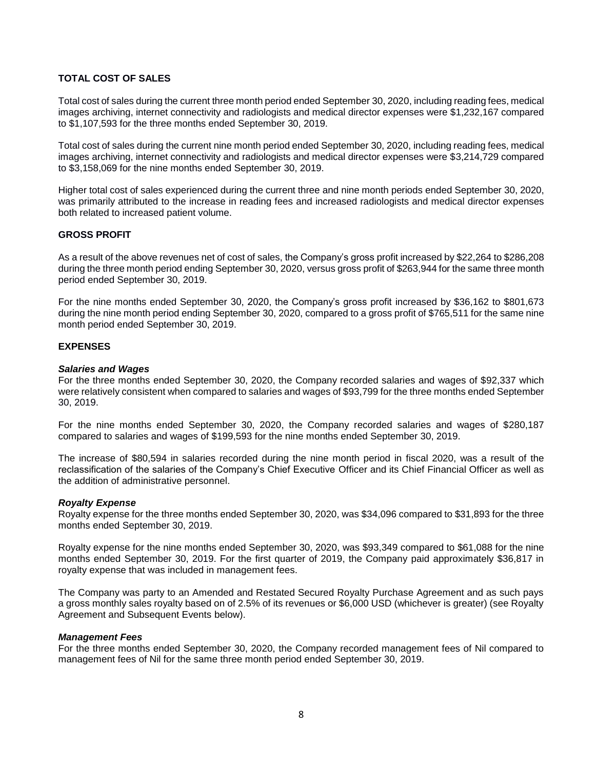## TOTAL COST OF SALES

Total cost of sales during the current three month period ended September 30, 2020, including reading fees, medical images archiving, internet connectivity and radiologists and medical director expenses were $1,232,167 compared to $1,107,593 for the three months ended September 30, 2019.

Total cost of sales during the current nine month period ended September 30, 2020, including reading fees, medical images archiving, internet connectivity and radiologists and medical director expenses were $3,214,729 compared to $3,158,069 for the nine months ended September 30, 2019.

Higher total cost of sales experienced during the current three and nine month periods ended September 30, 2020, was primarily attributed to the increase in reading fees and increased radiologists and medical director expenses both related to increased patient volume.

## GROSS PROFIT

As a result of the above revenues net of cost of sales, the Company's gross profit increased by $22,264 to $286,208 during the three month period ending September 30, 2020, versus gross profit of $263,944 for the same three month period ended September 30, 2019.

For the nine months ended September 30, 2020, the Company's gross profit increased by $36,162 to $801,673 during the nine month period ending September 30, 2020, compared to a gross profit of $765,511 for the same nine month period ended September 30, 2019.

## EXPENSES

### *Salaries and Wages*

For the three months ended September 30, 2020, the Company recorded salaries and wages of $92,337 which were relatively consistent when compared to salaries and wages of $93,799 for the three months ended September 30, 2019.

For the nine months ended September 30, 2020, the Company recorded salaries and wages of $280,187 compared to salaries and wages of $199,593 for the nine months ended September 30, 2019.

The increase of $80,594 in salaries recorded during the nine month period in fiscal 2020, was a result of the reclassification of the salaries of the Company's Chief Executive Officer and its Chief Financial Officer as well as the addition of administrative personnel.

### *Royalty Expense*

Royalty expense for the three months ended September 30, 2020, was $34,096 compared to $31,893 for the three months ended September 30, 2019.

Royalty expense for the nine months ended September 30, 2020, was $93,349 compared to $61,088 for the nine months ended September 30, 2019. For the first quarter of 2019, the Company paid approximately $36,817 in royalty expense that was included in management fees.

The Company was party to an Amended and Restated Secured Royalty Purchase Agreement and as such pays a gross monthly sales royalty based on of 2.5% of its revenues or $6,000 USD (whichever is greater) (see Royalty Agreement and Subsequent Events below).

### *Management Fees*

For the three months ended September 30, 2020, the Company recorded management fees of Nil compared to management fees of Nil for the same three month period ended September 30, 2019.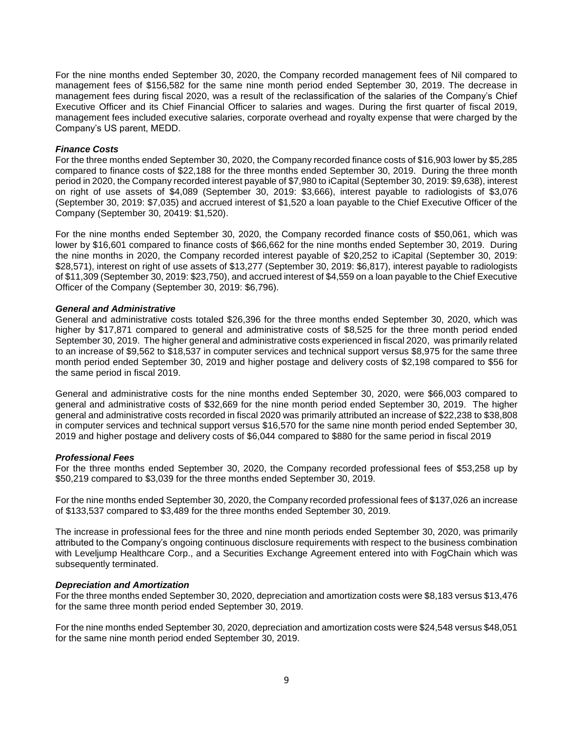For the nine months ended September 30, 2020, the Company recorded management fees of Nil compared to management fees of $156,582 for the same nine month period ended September 30, 2019. The decrease in management fees during fiscal 2020, was a result of the reclassification of the salaries of the Company's Chief Executive Officer and its Chief Financial Officer to salaries and wages. During the first quarter of fiscal 2019, management fees included executive salaries, corporate overhead and royalty expense that were charged by the Company's US parent, MEDD.

***Finance Costs***

For the three months ended September 30, 2020, the Company recorded finance costs of $16,903 lower by $5,285 compared to finance costs of $22,188 for the three months ended September 30, 2019. During the three month period in 2020, the Company recorded interest payable of $7,980 to iCapital (September 30, 2019: $9,638), interest on right of use assets of $4,089 (September 30, 2019: $3,666), interest payable to radiologists of $3,076 (September 30, 2019: $7,035) and accrued interest of $1,520 a loan payable to the Chief Executive Officer of the Company (September 30, 20419: $1,520).

For the nine months ended September 30, 2020, the Company recorded finance costs of $50,061, which was lower by $16,601 compared to finance costs of $66,662 for the nine months ended September 30, 2019. During the nine months in 2020, the Company recorded interest payable of $20,252 to iCapital (September 30, 2019: $28,571), interest on right of use assets of $13,277 (September 30, 2019: $6,817), interest payable to radiologists of $11,309 (September 30, 2019: $23,750), and accrued interest of $4,559 on a loan payable to the Chief Executive Officer of the Company (September 30, 2019: $6,796).

***General and Administrative***

General and administrative costs totaled $26,396 for the three months ended September 30, 2020, which was higher by $17,871 compared to general and administrative costs of $8,525 for the three month period ended September 30, 2019. The higher general and administrative costs experienced in fiscal 2020, was primarily related to an increase of $9,562 to $18,537 in computer services and technical support versus $8,975 for the same three month period ended September 30, 2019 and higher postage and delivery costs of $2,198 compared to $56 for the same period in fiscal 2019.

General and administrative costs for the nine months ended September 30, 2020, were $66,003 compared to general and administrative costs of $32,669 for the nine month period ended September 30, 2019. The higher general and administrative costs recorded in fiscal 2020 was primarily attributed an increase of $22,238 to $38,808 in computer services and technical support versus $16,570 for the same nine month period ended September 30, 2019 and higher postage and delivery costs of $6,044 compared to $880 for the same period in fiscal 2019

***Professional Fees***

For the three months ended September 30, 2020, the Company recorded professional fees of $53,258 up by $50,219 compared to $3,039 for the three months ended September 30, 2019.

For the nine months ended September 30, 2020, the Company recorded professional fees of $137,026 an increase of $133,537 compared to $3,489 for the three months ended September 30, 2019.

The increase in professional fees for the three and nine month periods ended September 30, 2020, was primarily attributed to the Company's ongoing continuous disclosure requirements with respect to the business combination with Leveljump Healthcare Corp., and a Securities Exchange Agreement entered into with FogChain which was subsequently terminated.

***Depreciation and Amortization***

For the three months ended September 30, 2020, depreciation and amortization costs were $8,183 versus $13,476 for the same three month period ended September 30, 2019.

For the nine months ended September 30, 2020, depreciation and amortization costs were $24,548 versus $48,051 for the same nine month period ended September 30, 2019.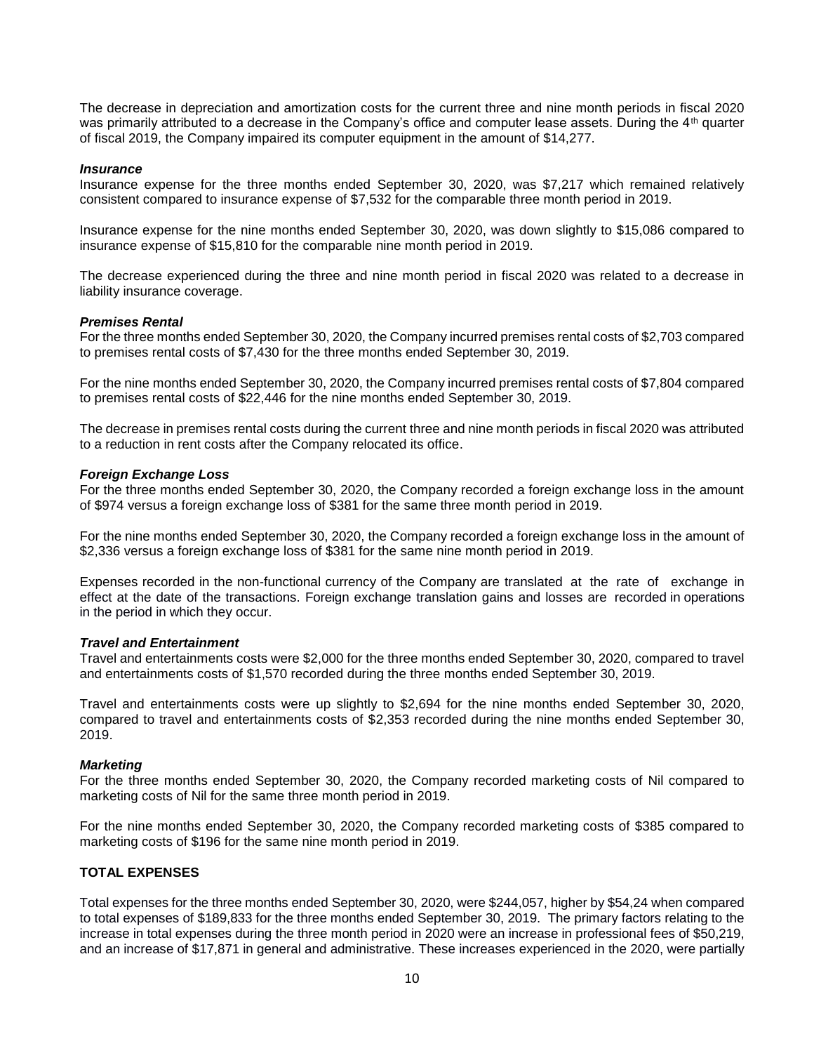The decrease in depreciation and amortization costs for the current three and nine month periods in fiscal 2020 was primarily attributed to a decrease in the Company's office and computer lease assets. During the 4th quarter of fiscal 2019, the Company impaired its computer equipment in the amount of $14,277.

***Insurance***

Insurance expense for the three months ended September 30, 2020, was $7,217 which remained relatively consistent compared to insurance expense of $7,532 for the comparable three month period in 2019.

Insurance expense for the nine months ended September 30, 2020, was down slightly to $15,086 compared to insurance expense of $15,810 for the comparable nine month period in 2019.

The decrease experienced during the three and nine month period in fiscal 2020 was related to a decrease in liability insurance coverage.

***Premises Rental***

For the three months ended September 30, 2020, the Company incurred premises rental costs of $2,703 compared to premises rental costs of $7,430 for the three months ended September 30, 2019.

For the nine months ended September 30, 2020, the Company incurred premises rental costs of $7,804 compared to premises rental costs of $22,446 for the nine months ended September 30, 2019.

The decrease in premises rental costs during the current three and nine month periods in fiscal 2020 was attributed to a reduction in rent costs after the Company relocated its office.

***Foreign Exchange Loss***

For the three months ended September 30, 2020, the Company recorded a foreign exchange loss in the amount of $974 versus a foreign exchange loss of $381 for the same three month period in 2019.

For the nine months ended September 30, 2020, the Company recorded a foreign exchange loss in the amount of $2,336 versus a foreign exchange loss of $381 for the same nine month period in 2019.

Expenses recorded in the non-functional currency of the Company are translated at the rate of exchange in effect at the date of the transactions. Foreign exchange translation gains and losses are recorded in operations in the period in which they occur.

***Travel and Entertainment***

Travel and entertainments costs were $2,000 for the three months ended September 30, 2020, compared to travel and entertainments costs of $1,570 recorded during the three months ended September 30, 2019.

Travel and entertainments costs were up slightly to $2,694 for the nine months ended September 30, 2020, compared to travel and entertainments costs of $2,353 recorded during the nine months ended September 30, 2019.

***Marketing***

For the three months ended September 30, 2020, the Company recorded marketing costs of Nil compared to marketing costs of Nil for the same three month period in 2019.

For the nine months ended September 30, 2020, the Company recorded marketing costs of $385 compared to marketing costs of $196 for the same nine month period in 2019.

**TOTAL EXPENSES**

Total expenses for the three months ended September 30, 2020, were $244,057, higher by $54,24 when compared to total expenses of $189,833 for the three months ended September 30, 2019. The primary factors relating to the increase in total expenses during the three month period in 2020 were an increase in professional fees of $50,219, and an increase of $17,871 in general and administrative. These increases experienced in the 2020, were partially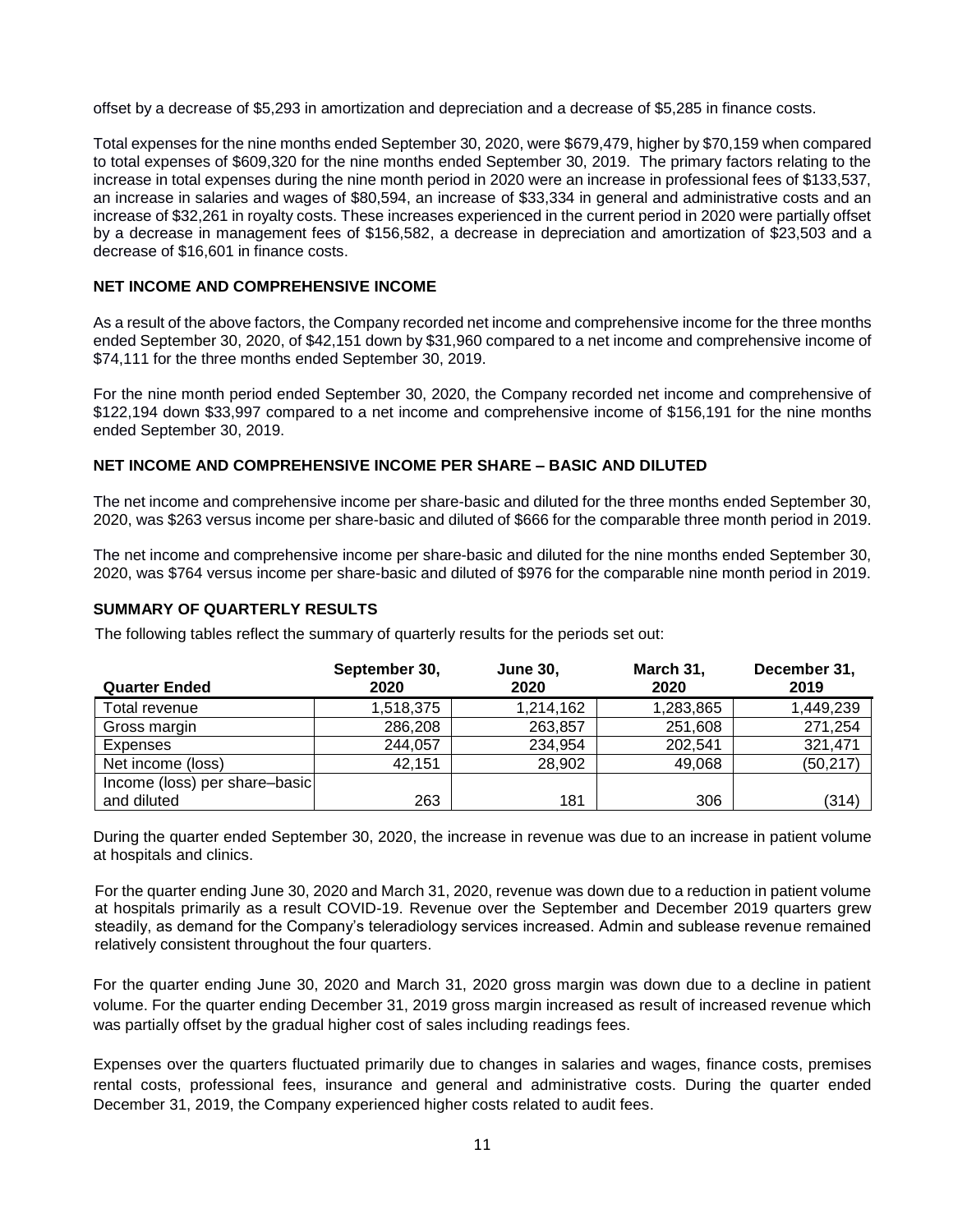offset by a decrease of $5,293 in amortization and depreciation and a decrease of $5,285 in finance costs.

Total expenses for the nine months ended September 30, 2020, were $679,479, higher by $70,159 when compared to total expenses of $609,320 for the nine months ended September 30, 2019. The primary factors relating to the increase in total expenses during the nine month period in 2020 were an increase in professional fees of $133,537, an increase in salaries and wages of $80,594, an increase of $33,334 in general and administrative costs and an increase of $32,261 in royalty costs. These increases experienced in the current period in 2020 were partially offset by a decrease in management fees of $156,582, a decrease in depreciation and amortization of $23,503 and a decrease of $16,601 in finance costs.

## NET INCOME AND COMPREHENSIVE INCOME

As a result of the above factors, the Company recorded net income and comprehensive income for the three months ended September 30, 2020, of $42,151 down by $31,960 compared to a net income and comprehensive income of $74,111 for the three months ended September 30, 2019.

For the nine month period ended September 30, 2020, the Company recorded net income and comprehensive of $122,194 down $33,997 compared to a net income and comprehensive income of $156,191 for the nine months ended September 30, 2019.

## NET INCOME AND COMPREHENSIVE INCOME PER SHARE – BASIC AND DILUTED

The net income and comprehensive income per share-basic and diluted for the three months ended September 30, 2020, was $263 versus income per share-basic and diluted of $666 for the comparable three month period in 2019.

The net income and comprehensive income per share-basic and diluted for the nine months ended September 30, 2020, was $764 versus income per share-basic and diluted of $976 for the comparable nine month period in 2019.

## SUMMARY OF QUARTERLY RESULTS

The following tables reflect the summary of quarterly results for the periods set out:

| Quarter Ended | September 30, 2020 | June 30, 2020 | March 31, 2020 | December 31, 2019 |
|---|---|---|---|---|
| Total revenue | 1,518,375 | 1,214,162 | 1,283,865 | 1,449,239 |
| Gross margin | 286,208 | 263,857 | 251,608 | 271,254 |
| Expenses | 244,057 | 234,954 | 202,541 | 321,471 |
| Net income (loss) | 42,151 | 28,902 | 49,068 | (50,217) |
| Income (loss) per share–basic and diluted | 263 | 181 | 306 | (314) |

During the quarter ended September 30, 2020, the increase in revenue was due to an increase in patient volume at hospitals and clinics.

For the quarter ending June 30, 2020 and March 31, 2020, revenue was down due to a reduction in patient volume at hospitals primarily as a result COVID-19. Revenue over the September and December 2019 quarters grew steadily, as demand for the Company's teleradiology services increased. Admin and sublease revenue remained relatively consistent throughout the four quarters.

For the quarter ending June 30, 2020 and March 31, 2020 gross margin was down due to a decline in patient volume. For the quarter ending December 31, 2019 gross margin increased as result of increased revenue which was partially offset by the gradual higher cost of sales including readings fees.

Expenses over the quarters fluctuated primarily due to changes in salaries and wages, finance costs, premises rental costs, professional fees, insurance and general and administrative costs. During the quarter ended December 31, 2019, the Company experienced higher costs related to audit fees.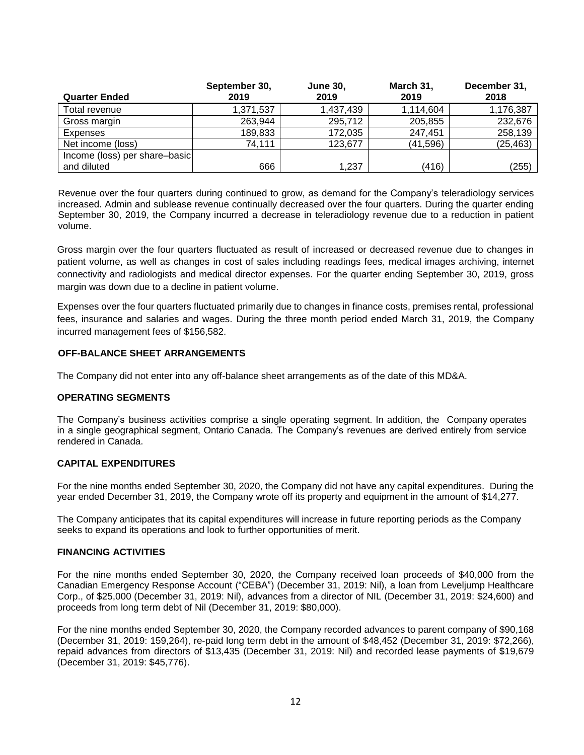| Quarter Ended | September 30, 2019 | June 30, 2019 | March 31, 2019 | December 31, 2018 |
|---|---|---|---|---|
| Total revenue | 1,371,537 | 1,437,439 | 1,114,604 | 1,176,387 |
| Gross margin | 263,944 | 295,712 | 205,855 | 232,676 |
| Expenses | 189,833 | 172,035 | 247,451 | 258,139 |
| Net income (loss) | 74,111 | 123,677 | (41,596) | (25,463) |
| Income (loss) per share–basic and diluted | 666 | 1,237 | (416) | (255) |

Revenue over the four quarters during continued to grow, as demand for the Company's teleradiology services increased. Admin and sublease revenue continually decreased over the four quarters. During the quarter ending September 30, 2019, the Company incurred a decrease in teleradiology revenue due to a reduction in patient volume.

Gross margin over the four quarters fluctuated as result of increased or decreased revenue due to changes in patient volume, as well as changes in cost of sales including readings fees, medical images archiving, internet connectivity and radiologists and medical director expenses. For the quarter ending September 30, 2019, gross margin was down due to a decline in patient volume.

Expenses over the four quarters fluctuated primarily due to changes in finance costs, premises rental, professional fees, insurance and salaries and wages. During the three month period ended March 31, 2019, the Company incurred management fees of $156,582.

## OFF-BALANCE SHEET ARRANGEMENTS

The Company did not enter into any off-balance sheet arrangements as of the date of this MD&A.

## OPERATING SEGMENTS

The Company's business activities comprise a single operating segment. In addition, the Company operates in a single geographical segment, Ontario Canada. The Company's revenues are derived entirely from service rendered in Canada.

## CAPITAL EXPENDITURES

For the nine months ended September 30, 2020, the Company did not have any capital expenditures. During the year ended December 31, 2019, the Company wrote off its property and equipment in the amount of $14,277.

The Company anticipates that its capital expenditures will increase in future reporting periods as the Company seeks to expand its operations and look to further opportunities of merit.

## FINANCING ACTIVITIES

For the nine months ended September 30, 2020, the Company received loan proceeds of $40,000 from the Canadian Emergency Response Account ("CEBA") (December 31, 2019: Nil), a loan from Leveljump Healthcare Corp., of $25,000 (December 31, 2019: Nil), advances from a director of NIL (December 31, 2019: $24,600) and proceeds from long term debt of Nil (December 31, 2019: $80,000).

For the nine months ended September 30, 2020, the Company recorded advances to parent company of $90,168 (December 31, 2019: 159,264), re-paid long term debt in the amount of $48,452 (December 31, 2019: $72,266), repaid advances from directors of $13,435 (December 31, 2019: Nil) and recorded lease payments of $19,679 (December 31, 2019: $45,776).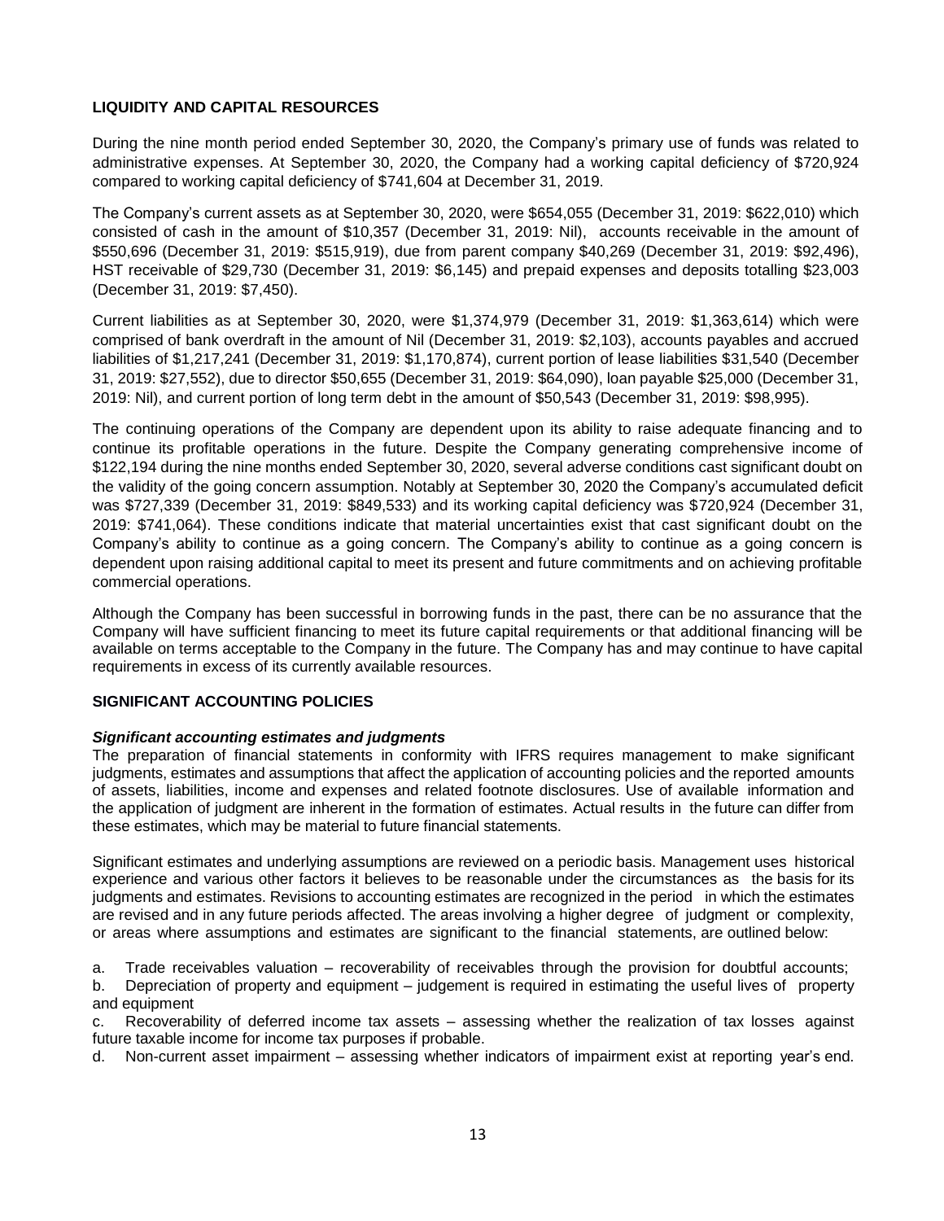## LIQUIDITY AND CAPITAL RESOURCES

During the nine month period ended September 30, 2020, the Company's primary use of funds was related to administrative expenses. At September 30, 2020, the Company had a working capital deficiency of $720,924 compared to working capital deficiency of $741,604 at December 31, 2019.

The Company's current assets as at September 30, 2020, were $654,055 (December 31, 2019: $622,010) which consisted of cash in the amount of $10,357 (December 31, 2019: Nil), accounts receivable in the amount of $550,696 (December 31, 2019: $515,919), due from parent company $40,269 (December 31, 2019: $92,496), HST receivable of $29,730 (December 31, 2019: $6,145) and prepaid expenses and deposits totalling $23,003 (December 31, 2019: $7,450).

Current liabilities as at September 30, 2020, were $1,374,979 (December 31, 2019: $1,363,614) which were comprised of bank overdraft in the amount of Nil (December 31, 2019: $2,103), accounts payables and accrued liabilities of $1,217,241 (December 31, 2019: $1,170,874), current portion of lease liabilities $31,540 (December 31, 2019: $27,552), due to director $50,655 (December 31, 2019: $64,090), loan payable $25,000 (December 31, 2019: Nil), and current portion of long term debt in the amount of $50,543 (December 31, 2019: $98,995).

The continuing operations of the Company are dependent upon its ability to raise adequate financing and to continue its profitable operations in the future. Despite the Company generating comprehensive income of $122,194 during the nine months ended September 30, 2020, several adverse conditions cast significant doubt on the validity of the going concern assumption. Notably at September 30, 2020 the Company's accumulated deficit was $727,339 (December 31, 2019: $849,533) and its working capital deficiency was $720,924 (December 31, 2019: $741,064). These conditions indicate that material uncertainties exist that cast significant doubt on the Company's ability to continue as a going concern. The Company's ability to continue as a going concern is dependent upon raising additional capital to meet its present and future commitments and on achieving profitable commercial operations.

Although the Company has been successful in borrowing funds in the past, there can be no assurance that the Company will have sufficient financing to meet its future capital requirements or that additional financing will be available on terms acceptable to the Company in the future. The Company has and may continue to have capital requirements in excess of its currently available resources.

## SIGNIFICANT ACCOUNTING POLICIES

***Significant accounting estimates and judgments***

The preparation of financial statements in conformity with IFRS requires management to make significant judgments, estimates and assumptions that affect the application of accounting policies and the reported amounts of assets, liabilities, income and expenses and related footnote disclosures. Use of available information and the application of judgment are inherent in the formation of estimates. Actual results in the future can differ from these estimates, which may be material to future financial statements.

Significant estimates and underlying assumptions are reviewed on a periodic basis. Management uses historical experience and various other factors it believes to be reasonable under the circumstances as the basis for its judgments and estimates. Revisions to accounting estimates are recognized in the period in which the estimates are revised and in any future periods affected. The areas involving a higher degree of judgment or complexity, or areas where assumptions and estimates are significant to the financial statements, are outlined below:

a. Trade receivables valuation – recoverability of receivables through the provision for doubtful accounts;
b. Depreciation of property and equipment – judgement is required in estimating the useful lives of property and equipment
c. Recoverability of deferred income tax assets – assessing whether the realization of tax losses against future taxable income for income tax purposes if probable.
d. Non-current asset impairment – assessing whether indicators of impairment exist at reporting year's end.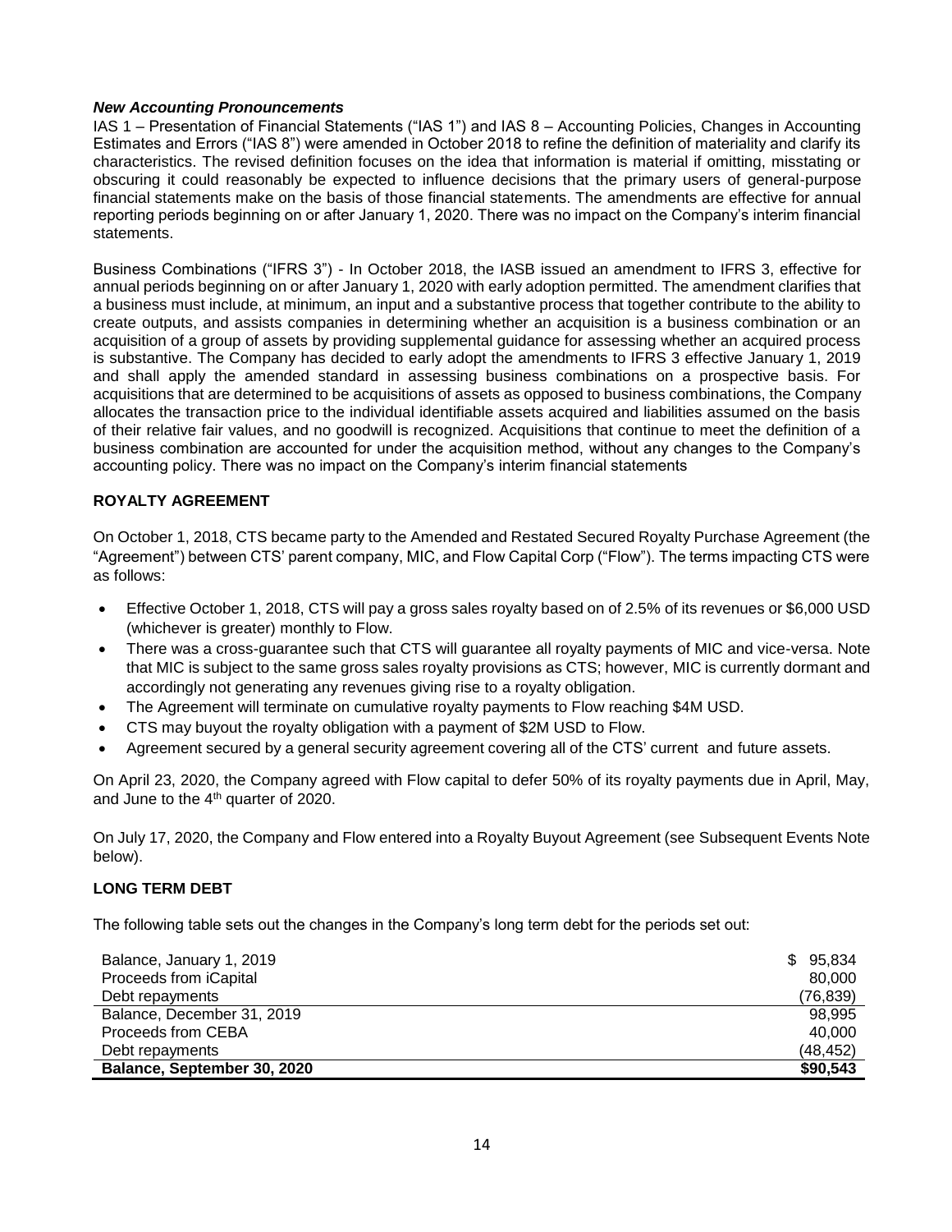***New Accounting Pronouncements***

IAS 1 – Presentation of Financial Statements ("IAS 1") and IAS 8 – Accounting Policies, Changes in Accounting Estimates and Errors ("IAS 8") were amended in October 2018 to refine the definition of materiality and clarify its characteristics. The revised definition focuses on the idea that information is material if omitting, misstating or obscuring it could reasonably be expected to influence decisions that the primary users of general-purpose financial statements make on the basis of those financial statements. The amendments are effective for annual reporting periods beginning on or after January 1, 2020. There was no impact on the Company's interim financial statements.

Business Combinations ("IFRS 3") - In October 2018, the IASB issued an amendment to IFRS 3, effective for annual periods beginning on or after January 1, 2020 with early adoption permitted. The amendment clarifies that a business must include, at minimum, an input and a substantive process that together contribute to the ability to create outputs, and assists companies in determining whether an acquisition is a business combination or an acquisition of a group of assets by providing supplemental guidance for assessing whether an acquired process is substantive. The Company has decided to early adopt the amendments to IFRS 3 effective January 1, 2019 and shall apply the amended standard in assessing business combinations on a prospective basis. For acquisitions that are determined to be acquisitions of assets as opposed to business combinations, the Company allocates the transaction price to the individual identifiable assets acquired and liabilities assumed on the basis of their relative fair values, and no goodwill is recognized. Acquisitions that continue to meet the definition of a business combination are accounted for under the acquisition method, without any changes to the Company's accounting policy. There was no impact on the Company's interim financial statements

## ROYALTY AGREEMENT

On October 1, 2018, CTS became party to the Amended and Restated Secured Royalty Purchase Agreement (the "Agreement") between CTS' parent company, MIC, and Flow Capital Corp ("Flow"). The terms impacting CTS were as follows:

- Effective October 1, 2018, CTS will pay a gross sales royalty based on of 2.5% of its revenues or $6,000 USD (whichever is greater) monthly to Flow.
- There was a cross-guarantee such that CTS will guarantee all royalty payments of MIC and vice-versa. Note that MIC is subject to the same gross sales royalty provisions as CTS; however, MIC is currently dormant and accordingly not generating any revenues giving rise to a royalty obligation.
- The Agreement will terminate on cumulative royalty payments to Flow reaching $4M USD.
- CTS may buyout the royalty obligation with a payment of $2M USD to Flow.
- Agreement secured by a general security agreement covering all of the CTS' current and future assets.

On April 23, 2020, the Company agreed with Flow capital to defer 50% of its royalty payments due in April, May, and June to the 4th quarter of 2020.

On July 17, 2020, the Company and Flow entered into a Royalty Buyout Agreement (see Subsequent Events Note below).

## LONG TERM DEBT

The following table sets out the changes in the Company's long term debt for the periods set out:

| | |
|---|---:|
| Balance, January 1, 2019 | $ 95,834 |
| Proceeds from iCapital | 80,000 |
| Debt repayments | (76,839) |
| Balance, December 31, 2019 | 98,995 |
| Proceeds from CEBA | 40,000 |
| Debt repayments | (48,452) |
| **Balance, September 30, 2020** | **$90,543** |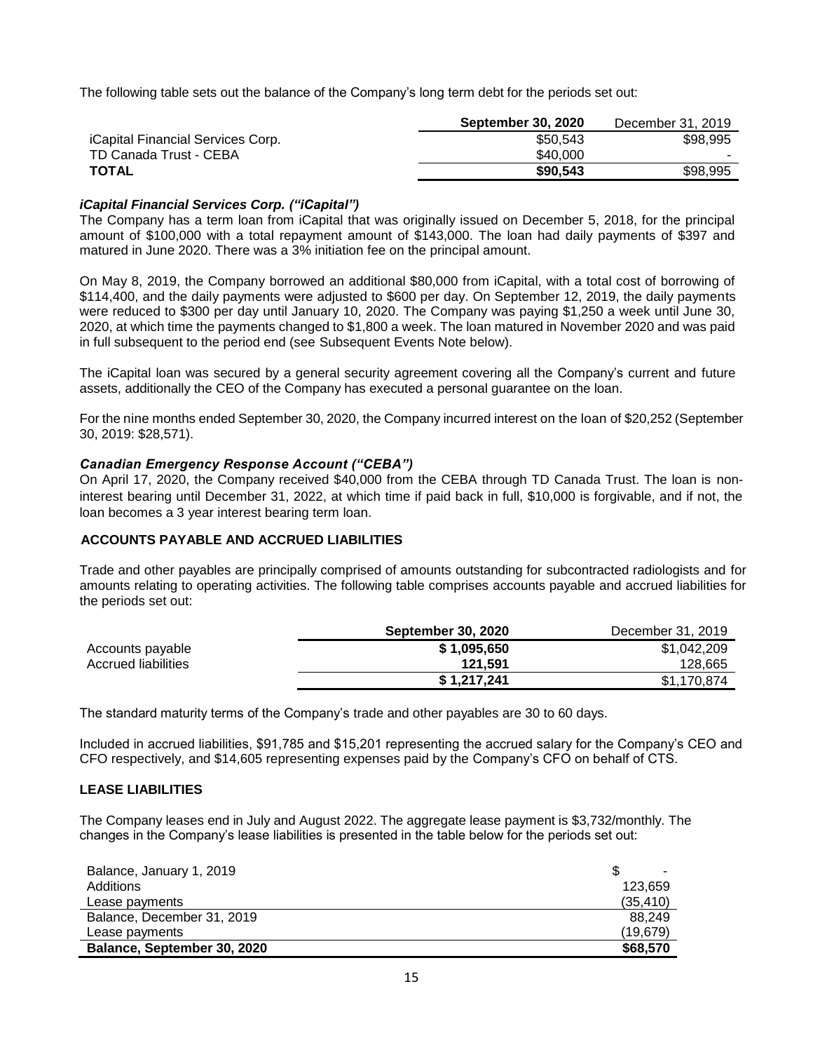The following table sets out the balance of the Company's long term debt for the periods set out:

| | **September 30, 2020** | December 31, 2019 |
|---|---|---|
| iCapital Financial Services Corp. | $50,543 | $98,995 |
| TD Canada Trust - CEBA | $40,000 | - |
| **TOTAL** | **$90,543** | $98,995 |

***iCapital Financial Services Corp. ("iCapital")***

The Company has a term loan from iCapital that was originally issued on December 5, 2018, for the principal amount of $100,000 with a total repayment amount of $143,000. The loan had daily payments of $397 and matured in June 2020. There was a 3% initiation fee on the principal amount.

On May 8, 2019, the Company borrowed an additional $80,000 from iCapital, with a total cost of borrowing of $114,400, and the daily payments were adjusted to $600 per day. On September 12, 2019, the daily payments were reduced to $300 per day until January 10, 2020. The Company was paying $1,250 a week until June 30, 2020, at which time the payments changed to $1,800 a week. The loan matured in November 2020 and was paid in full subsequent to the period end (see Subsequent Events Note below).

The iCapital loan was secured by a general security agreement covering all the Company's current and future assets, additionally the CEO of the Company has executed a personal guarantee on the loan.

For the nine months ended September 30, 2020, the Company incurred interest on the loan of $20,252 (September 30, 2019: $28,571).

***Canadian Emergency Response Account ("CEBA")***

On April 17, 2020, the Company received $40,000 from the CEBA through TD Canada Trust. The loan is non-interest bearing until December 31, 2022, at which time if paid back in full, $10,000 is forgivable, and if not, the loan becomes a 3 year interest bearing term loan.

## ACCOUNTS PAYABLE AND ACCRUED LIABILITIES

Trade and other payables are principally comprised of amounts outstanding for subcontracted radiologists and for amounts relating to operating activities. The following table comprises accounts payable and accrued liabilities for the periods set out:

| | **September 30, 2020** | December 31, 2019 |
|---|---|---|
| Accounts payable | **$ 1,095,650** | $1,042,209 |
| Accrued liabilities | **121,591** | 128,665 |
| | **$ 1,217,241** | $1,170,874 |

The standard maturity terms of the Company's trade and other payables are 30 to 60 days.

Included in accrued liabilities, $91,785 and $15,201 representing the accrued salary for the Company's CEO and CFO respectively, and $14,605 representing expenses paid by the Company's CFO on behalf of CTS.

## LEASE LIABILITIES

The Company leases end in July and August 2022. The aggregate lease payment is $3,732/monthly. The changes in the Company's lease liabilities is presented in the table below for the periods set out:

| | |
|---|---|
| Balance, January 1, 2019 | $ - |
| Additions | 123,659 |
| Lease payments | (35,410) |
| Balance, December 31, 2019 | 88,249 |
| Lease payments | (19,679) |
| **Balance, September 30, 2020** | **$68,570** |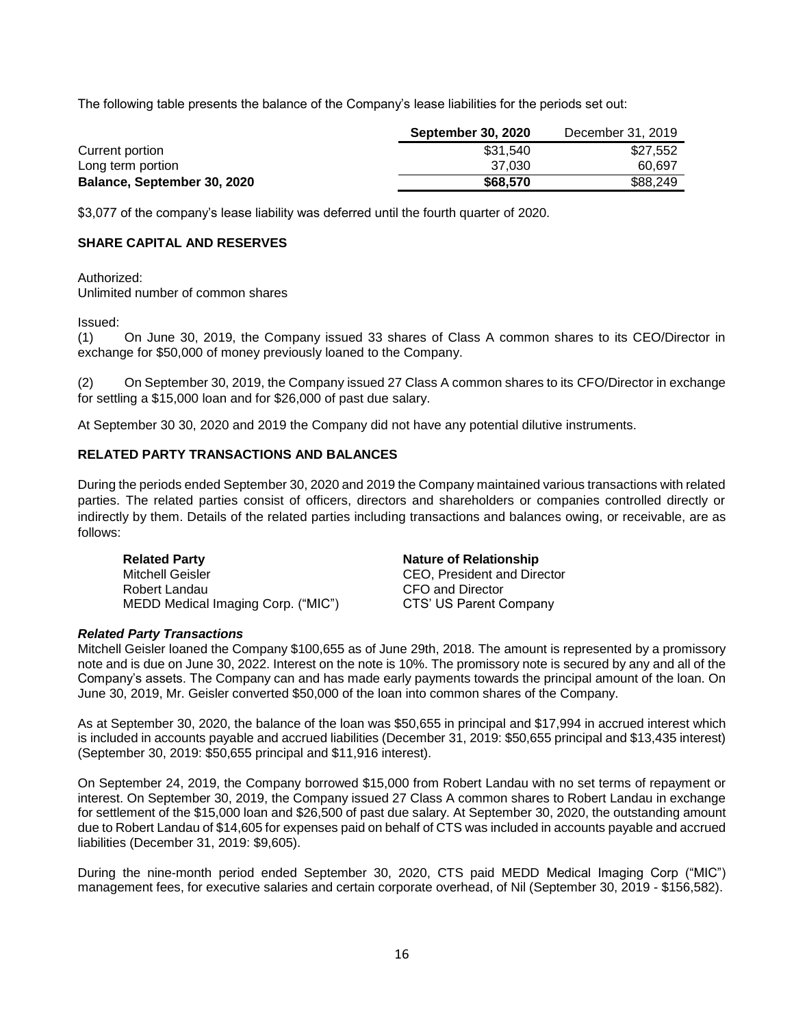The following table presents the balance of the Company's lease liabilities for the periods set out:

| | **September 30, 2020** | December 31, 2019 |
|---|---|---|
| Current portion | \$31,540 | \$27,552 |
| Long term portion | 37,030 | 60,697 |
| **Balance, September 30, 2020** | **\$68,570** | \$88,249 |

\$3,077 of the company's lease liability was deferred until the fourth quarter of 2020.

## SHARE CAPITAL AND RESERVES

Authorized:
Unlimited number of common shares

Issued:
(1) On June 30, 2019, the Company issued 33 shares of Class A common shares to its CEO/Director in exchange for \$50,000 of money previously loaned to the Company.

(2) On September 30, 2019, the Company issued 27 Class A common shares to its CFO/Director in exchange for settling a \$15,000 loan and for \$26,000 of past due salary.

At September 30 30, 2020 and 2019 the Company did not have any potential dilutive instruments.

## RELATED PARTY TRANSACTIONS AND BALANCES

During the periods ended September 30, 2020 and 2019 the Company maintained various transactions with related parties. The related parties consist of officers, directors and shareholders or companies controlled directly or indirectly by them. Details of the related parties including transactions and balances owing, or receivable, are as follows:

| **Related Party** | **Nature of Relationship** |
|---|---|
| Mitchell Geisler | CEO, President and Director |
| Robert Landau | CFO and Director |
| MEDD Medical Imaging Corp. ("MIC") | CTS' US Parent Company |

***Related Party Transactions***

Mitchell Geisler loaned the Company \$100,655 as of June 29th, 2018. The amount is represented by a promissory note and is due on June 30, 2022. Interest on the note is 10%. The promissory note is secured by any and all of the Company's assets. The Company can and has made early payments towards the principal amount of the loan. On June 30, 2019, Mr. Geisler converted \$50,000 of the loan into common shares of the Company.

As at September 30, 2020, the balance of the loan was \$50,655 in principal and \$17,994 in accrued interest which is included in accounts payable and accrued liabilities (December 31, 2019: \$50,655 principal and \$13,435 interest) (September 30, 2019: \$50,655 principal and \$11,916 interest).

On September 24, 2019, the Company borrowed \$15,000 from Robert Landau with no set terms of repayment or interest. On September 30, 2019, the Company issued 27 Class A common shares to Robert Landau in exchange for settlement of the \$15,000 loan and \$26,500 of past due salary. At September 30, 2020, the outstanding amount due to Robert Landau of \$14,605 for expenses paid on behalf of CTS was included in accounts payable and accrued liabilities (December 31, 2019: \$9,605).

During the nine-month period ended September 30, 2020, CTS paid MEDD Medical Imaging Corp ("MIC") management fees, for executive salaries and certain corporate overhead, of Nil (September 30, 2019 - \$156,582).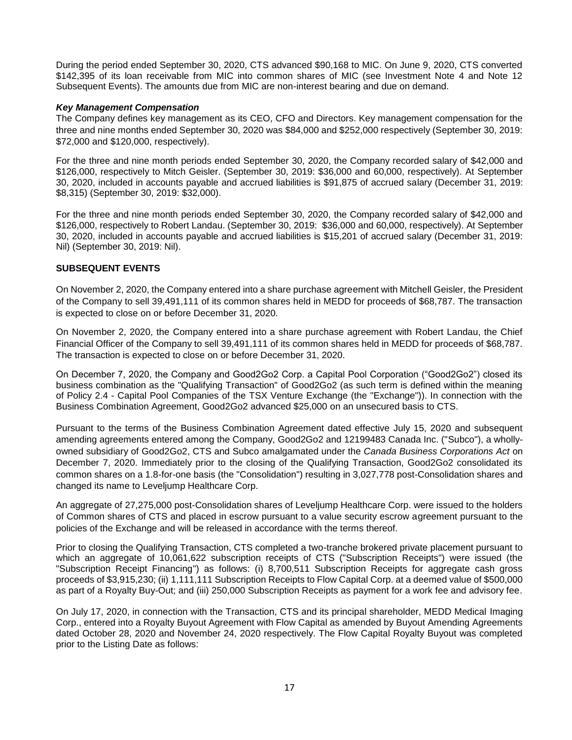During the period ended September 30, 2020, CTS advanced $90,168 to MIC. On June 9, 2020, CTS converted $142,395 of its loan receivable from MIC into common shares of MIC (see Investment Note 4 and Note 12 Subsequent Events). The amounts due from MIC are non-interest bearing and due on demand.

***Key Management Compensation***

The Company defines key management as its CEO, CFO and Directors. Key management compensation for the three and nine months ended September 30, 2020 was $84,000 and $252,000 respectively (September 30, 2019: $72,000 and $120,000, respectively).

For the three and nine month periods ended September 30, 2020, the Company recorded salary of $42,000 and $126,000, respectively to Mitch Geisler. (September 30, 2019: $36,000 and 60,000, respectively). At September 30, 2020, included in accounts payable and accrued liabilities is $91,875 of accrued salary (December 31, 2019: $8,315) (September 30, 2019: $32,000).

For the three and nine month periods ended September 30, 2020, the Company recorded salary of $42,000 and $126,000, respectively to Robert Landau. (September 30, 2019: $36,000 and 60,000, respectively). At September 30, 2020, included in accounts payable and accrued liabilities is $15,201 of accrued salary (December 31, 2019: Nil) (September 30, 2019: Nil).

**SUBSEQUENT EVENTS**

On November 2, 2020, the Company entered into a share purchase agreement with Mitchell Geisler, the President of the Company to sell 39,491,111 of its common shares held in MEDD for proceeds of $68,787. The transaction is expected to close on or before December 31, 2020.

On November 2, 2020, the Company entered into a share purchase agreement with Robert Landau, the Chief Financial Officer of the Company to sell 39,491,111 of its common shares held in MEDD for proceeds of $68,787. The transaction is expected to close on or before December 31, 2020.

On December 7, 2020, the Company and Good2Go2 Corp. a Capital Pool Corporation ("Good2Go2") closed its business combination as the "Qualifying Transaction" of Good2Go2 (as such term is defined within the meaning of Policy 2.4 - Capital Pool Companies of the TSX Venture Exchange (the "Exchange")). In connection with the Business Combination Agreement, Good2Go2 advanced $25,000 on an unsecured basis to CTS.

Pursuant to the terms of the Business Combination Agreement dated effective July 15, 2020 and subsequent amending agreements entered among the Company, Good2Go2 and 12199483 Canada Inc. ("Subco"), a wholly-owned subsidiary of Good2Go2, CTS and Subco amalgamated under the *Canada Business Corporations Act* on December 7, 2020. Immediately prior to the closing of the Qualifying Transaction, Good2Go2 consolidated its common shares on a 1.8-for-one basis (the "Consolidation") resulting in 3,027,778 post-Consolidation shares and changed its name to Leveljump Healthcare Corp.

An aggregate of 27,275,000 post-Consolidation shares of Leveljump Healthcare Corp. were issued to the holders of Common shares of CTS and placed in escrow pursuant to a value security escrow agreement pursuant to the policies of the Exchange and will be released in accordance with the terms thereof.

Prior to closing the Qualifying Transaction, CTS completed a two-tranche brokered private placement pursuant to which an aggregate of 10,061,622 subscription receipts of CTS ("Subscription Receipts") were issued (the "Subscription Receipt Financing") as follows: (i) 8,700,511 Subscription Receipts for aggregate cash gross proceeds of $3,915,230; (ii) 1,111,111 Subscription Receipts to Flow Capital Corp. at a deemed value of $500,000 as part of a Royalty Buy-Out; and (iii) 250,000 Subscription Receipts as payment for a work fee and advisory fee.

On July 17, 2020, in connection with the Transaction, CTS and its principal shareholder, MEDD Medical Imaging Corp., entered into a Royalty Buyout Agreement with Flow Capital as amended by Buyout Amending Agreements dated October 28, 2020 and November 24, 2020 respectively. The Flow Capital Royalty Buyout was completed prior to the Listing Date as follows: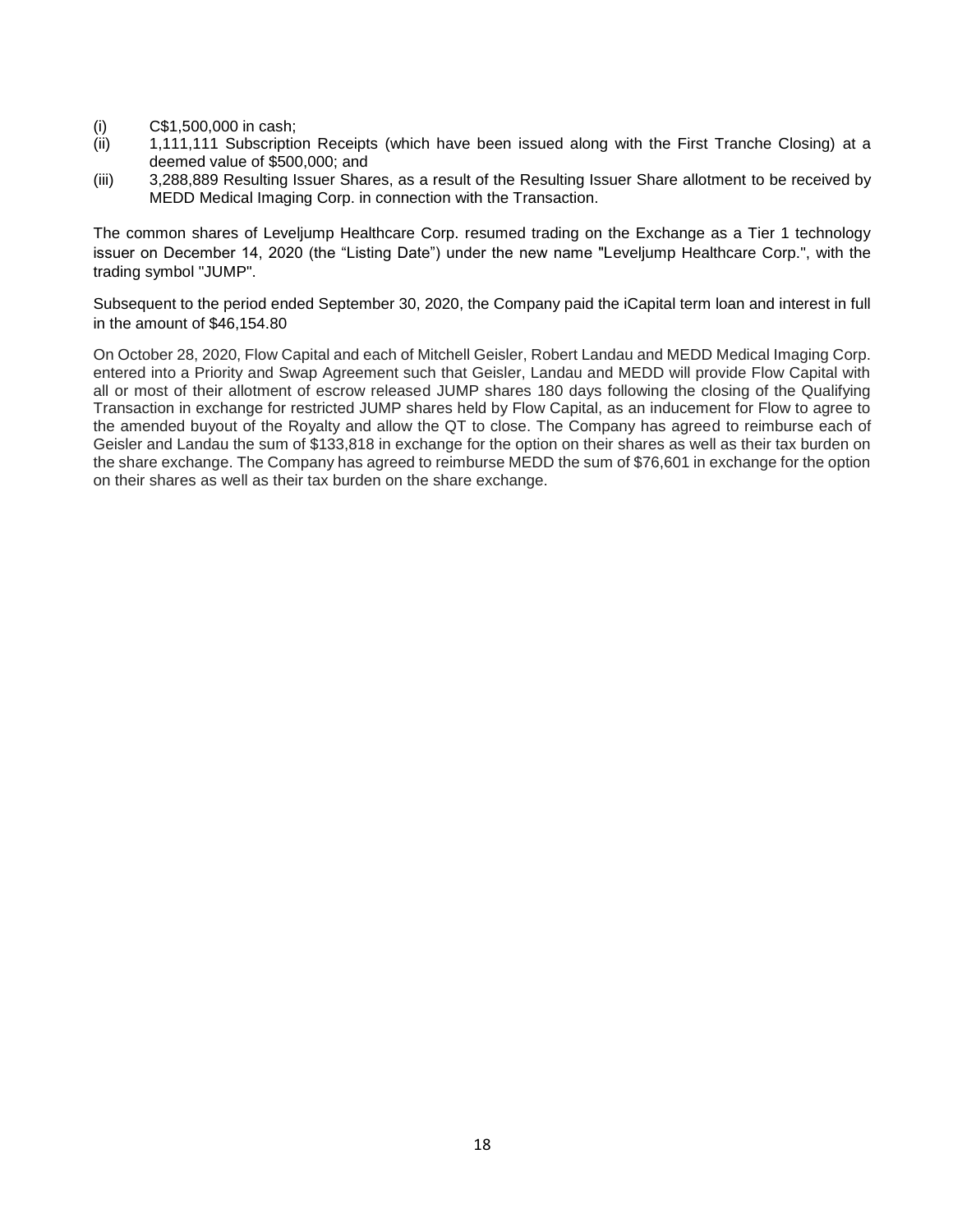(i) C$1,500,000 in cash;
(ii) 1,111,111 Subscription Receipts (which have been issued along with the First Tranche Closing) at a deemed value of $500,000; and
(iii) 3,288,889 Resulting Issuer Shares, as a result of the Resulting Issuer Share allotment to be received by MEDD Medical Imaging Corp. in connection with the Transaction.

The common shares of Leveljump Healthcare Corp. resumed trading on the Exchange as a Tier 1 technology issuer on December 14, 2020 (the "Listing Date") under the new name "Leveljump Healthcare Corp.", with the trading symbol "JUMP".

Subsequent to the period ended September 30, 2020, the Company paid the iCapital term loan and interest in full in the amount of $46,154.80

On October 28, 2020, Flow Capital and each of Mitchell Geisler, Robert Landau and MEDD Medical Imaging Corp. entered into a Priority and Swap Agreement such that Geisler, Landau and MEDD will provide Flow Capital with all or most of their allotment of escrow released JUMP shares 180 days following the closing of the Qualifying Transaction in exchange for restricted JUMP shares held by Flow Capital, as an inducement for Flow to agree to the amended buyout of the Royalty and allow the QT to close. The Company has agreed to reimburse each of Geisler and Landau the sum of $133,818 in exchange for the option on their shares as well as their tax burden on the share exchange. The Company has agreed to reimburse MEDD the sum of $76,601 in exchange for the option on their shares as well as their tax burden on the share exchange.